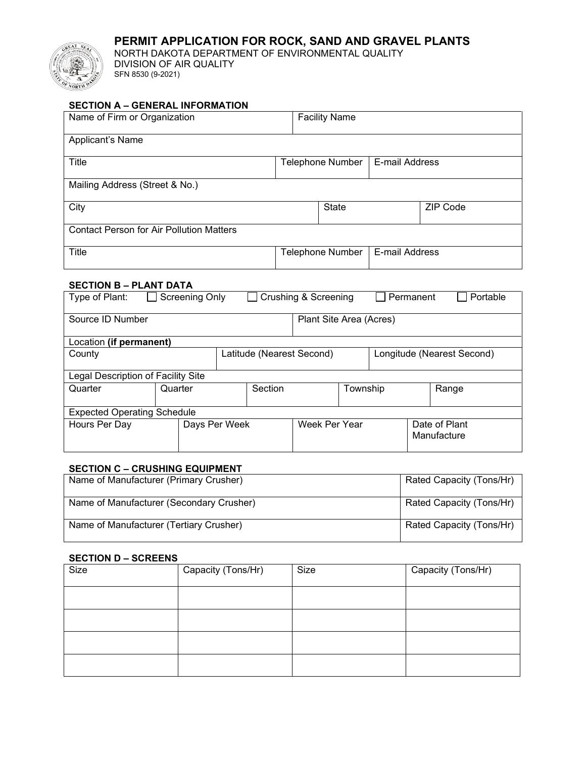# PERMIT APPLICATION FOR ROCK, SAND AND GRAVEL PLANTS

NORTH DAKOTA DEPARTMENT OF ENVIRONMENTAL QUALITY
DIVISION OF AIR QUALITY
SFN 8530 (9-2021)

## SECTION A – GENERAL INFORMATION

| Name of Firm or Organization | | Facility Name |
|---|---|---|
| Applicant's Name | | |
| Title | Telephone Number | E-mail Address |
| Mailing Address (Street & No.) | | |
| City | State | ZIP Code |
| Contact Person for Air Pollution Matters | | |
| Title | Telephone Number | E-mail Address |

## SECTION B – PLANT DATA

Type of Plant: ☐ Screening Only ☐ Crushing & Screening ☐ Permanent ☐ Portable

| Source ID Number | Plant Site Area (Acres) |
|---|---|

**Location (if permanent)**

| County | Latitude (Nearest Second) | Longitude (Nearest Second) |
|---|---|---|

**Legal Description of Facility Site**

| Quarter | Quarter | Section | Township | Range |
|---|---|---|---|---|

**Expected Operating Schedule**

| Hours Per Day | Days Per Week | Week Per Year | Date of Plant Manufacture |
|---|---|---|---|

## SECTION C – CRUSHING EQUIPMENT

| Name of Manufacturer (Primary Crusher) | Rated Capacity (Tons/Hr) |
|---|---|
| Name of Manufacturer (Secondary Crusher) | Rated Capacity (Tons/Hr) |
| Name of Manufacturer (Tertiary Crusher) | Rated Capacity (Tons/Hr) |

## SECTION D – SCREENS

| Size | Capacity (Tons/Hr) | Size | Capacity (Tons/Hr) |
|---|---|---|---|
| | | | |
| | | | |
| | | | |
| | | | |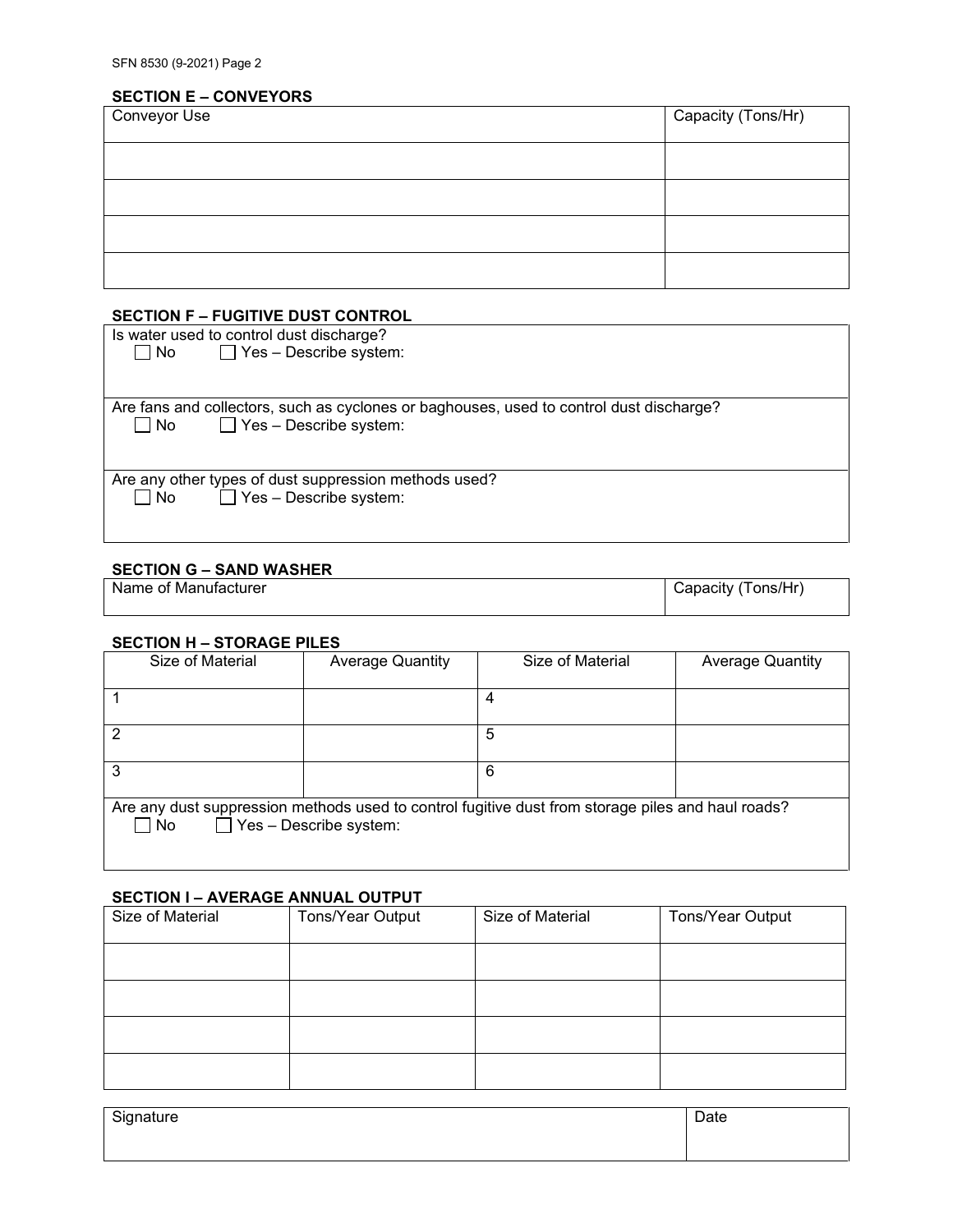## SECTION E – CONVEYORS

| Conveyor Use | Capacity (Tons/Hr) |
|---|---|
| | |
| | |
| | |
| | |

## SECTION F – FUGITIVE DUST CONTROL

Is water used to control dust discharge?
☐ No ☐ Yes – Describe system:

Are fans and collectors, such as cyclones or baghouses, used to control dust discharge?
☐ No ☐ Yes – Describe system:

Are any other types of dust suppression methods used?
☐ No ☐ Yes – Describe system:

## SECTION G – SAND WASHER

| Name of Manufacturer | Capacity (Tons/Hr) |
|---|---|
| | |

## SECTION H – STORAGE PILES

| Size of Material | Average Quantity | Size of Material | Average Quantity |
|---|---|---|---|
| 1 | | 4 | |
| 2 | | 5 | |
| 3 | | 6 | |

Are any dust suppression methods used to control fugitive dust from storage piles and haul roads?
☐ No ☐ Yes – Describe system:

## SECTION I – AVERAGE ANNUAL OUTPUT

| Size of Material | Tons/Year Output | Size of Material | Tons/Year Output |
|---|---|---|---|
| | | | |
| | | | |
| | | | |
| | | | |

| Signature | Date |
|---|---|
| | |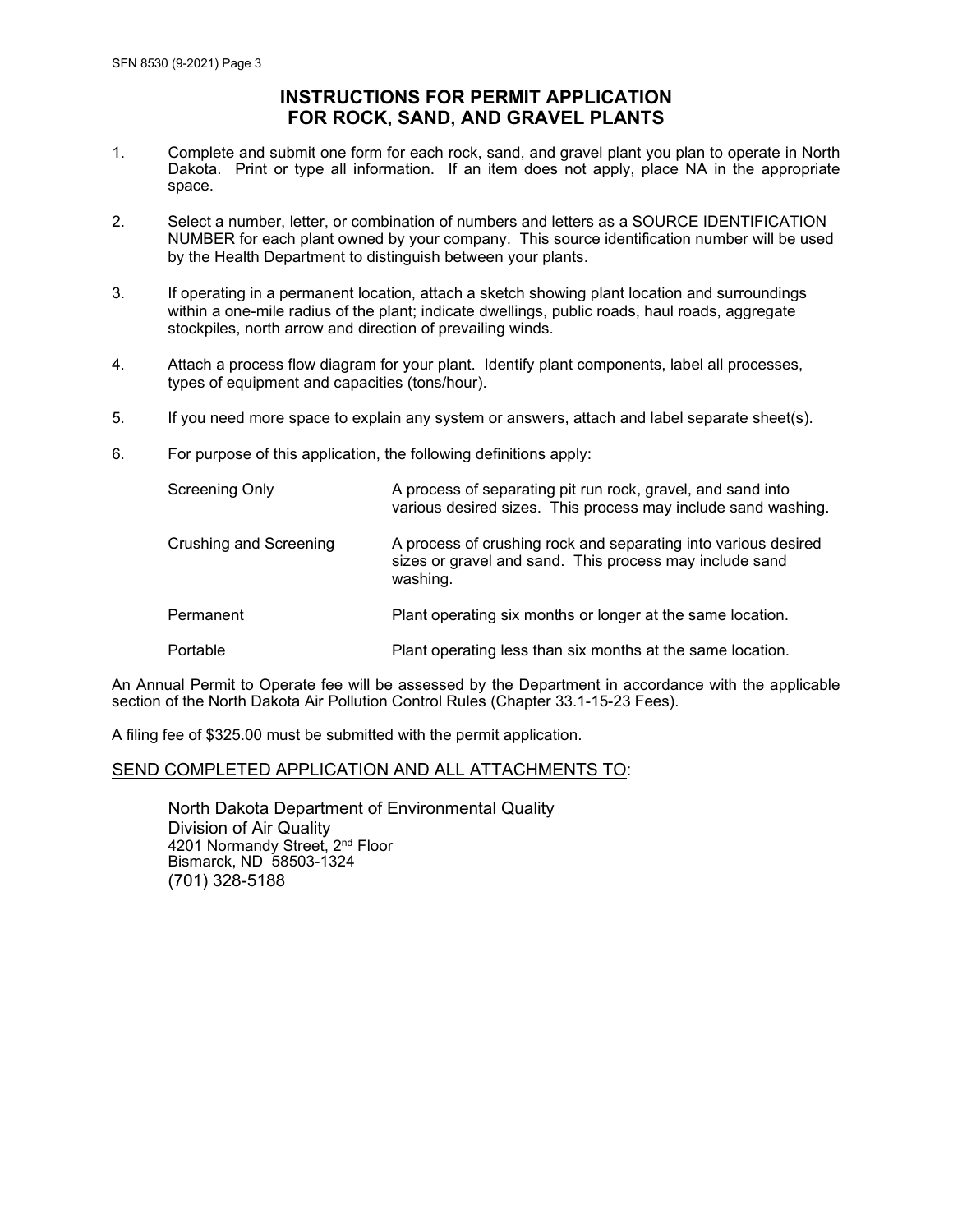# INSTRUCTIONS FOR PERMIT APPLICATION FOR ROCK, SAND, AND GRAVEL PLANTS

1. Complete and submit one form for each rock, sand, and gravel plant you plan to operate in North Dakota. Print or type all information. If an item does not apply, place NA in the appropriate space.

2. Select a number, letter, or combination of numbers and letters as a SOURCE IDENTIFICATION NUMBER for each plant owned by your company. This source identification number will be used by the Health Department to distinguish between your plants.

3. If operating in a permanent location, attach a sketch showing plant location and surroundings within a one-mile radius of the plant; indicate dwellings, public roads, haul roads, aggregate stockpiles, north arrow and direction of prevailing winds.

4. Attach a process flow diagram for your plant. Identify plant components, label all processes, types of equipment and capacities (tons/hour).

5. If you need more space to explain any system or answers, attach and label separate sheet(s).

6. For purpose of this application, the following definitions apply:

| | |
|---|---|
| Screening Only | A process of separating pit run rock, gravel, and sand into various desired sizes. This process may include sand washing. |
| Crushing and Screening | A process of crushing rock and separating into various desired sizes or gravel and sand. This process may include sand washing. |
| Permanent | Plant operating six months or longer at the same location. |
| Portable | Plant operating less than six months at the same location. |

An Annual Permit to Operate fee will be assessed by the Department in accordance with the applicable section of the North Dakota Air Pollution Control Rules (Chapter 33.1-15-23 Fees).

A filing fee of $325.00 must be submitted with the permit application.

SEND COMPLETED APPLICATION AND ALL ATTACHMENTS TO:

North Dakota Department of Environmental Quality
Division of Air Quality
4201 Normandy Street, 2nd Floor
Bismarck, ND 58503-1324
(701) 328-5188